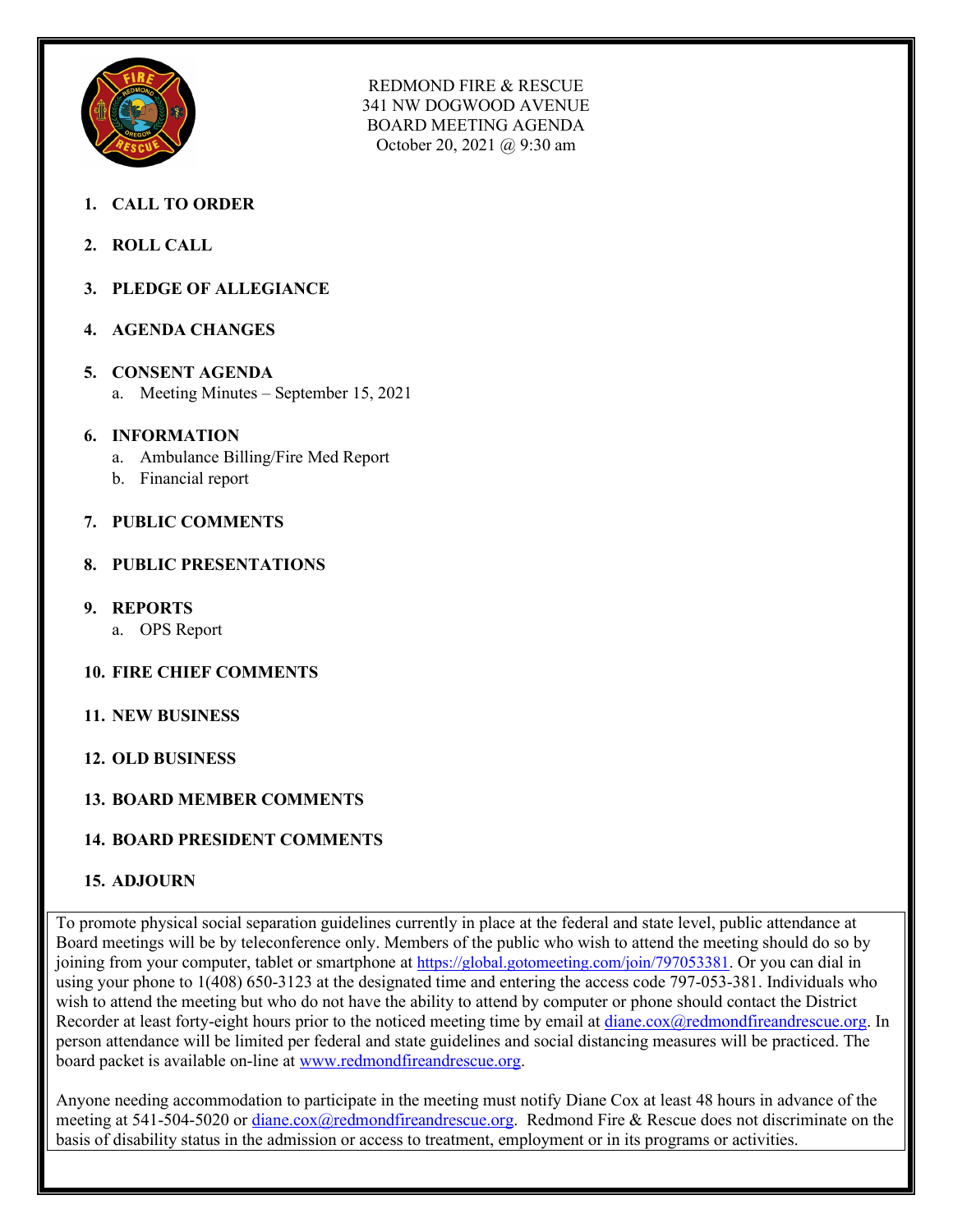# REDMOND FIRE & RESCUE
341 NW DOGWOOD AVENUE
BOARD MEETING AGENDA
October 20, 2021 @ 9:30 am

1. **CALL TO ORDER**
2. **ROLL CALL**
3. **PLEDGE OF ALLEGIANCE**
4. **AGENDA CHANGES**
5. **CONSENT AGENDA**
   a. Meeting Minutes – September 15, 2021
6. **INFORMATION**
   a. Ambulance Billing/Fire Med Report
   b. Financial report
7. **PUBLIC COMMENTS**
8. **PUBLIC PRESENTATIONS**
9. **REPORTS**
   a. OPS Report
10. **FIRE CHIEF COMMENTS**
11. **NEW BUSINESS**
12. **OLD BUSINESS**
13. **BOARD MEMBER COMMENTS**
14. **BOARD PRESIDENT COMMENTS**
15. **ADJOURN**

To promote physical social separation guidelines currently in place at the federal and state level, public attendance at Board meetings will be by teleconference only. Members of the public who wish to attend the meeting should do so by joining from your computer, tablet or smartphone at https://global.gotomeeting.com/join/797053381. Or you can dial in using your phone to 1(408) 650-3123 at the designated time and entering the access code 797-053-381. Individuals who wish to attend the meeting but who do not have the ability to attend by computer or phone should contact the District Recorder at least forty-eight hours prior to the noticed meeting time by email at diane.cox@redmondfireandrescue.org. In person attendance will be limited per federal and state guidelines and social distancing measures will be practiced. The board packet is available on-line at www.redmondfireandrescue.org.

Anyone needing accommodation to participate in the meeting must notify Diane Cox at least 48 hours in advance of the meeting at 541-504-5020 or diane.cox@redmondfireandrescue.org. Redmond Fire & Rescue does not discriminate on the basis of disability status in the admission or access to treatment, employment or in its programs or activities.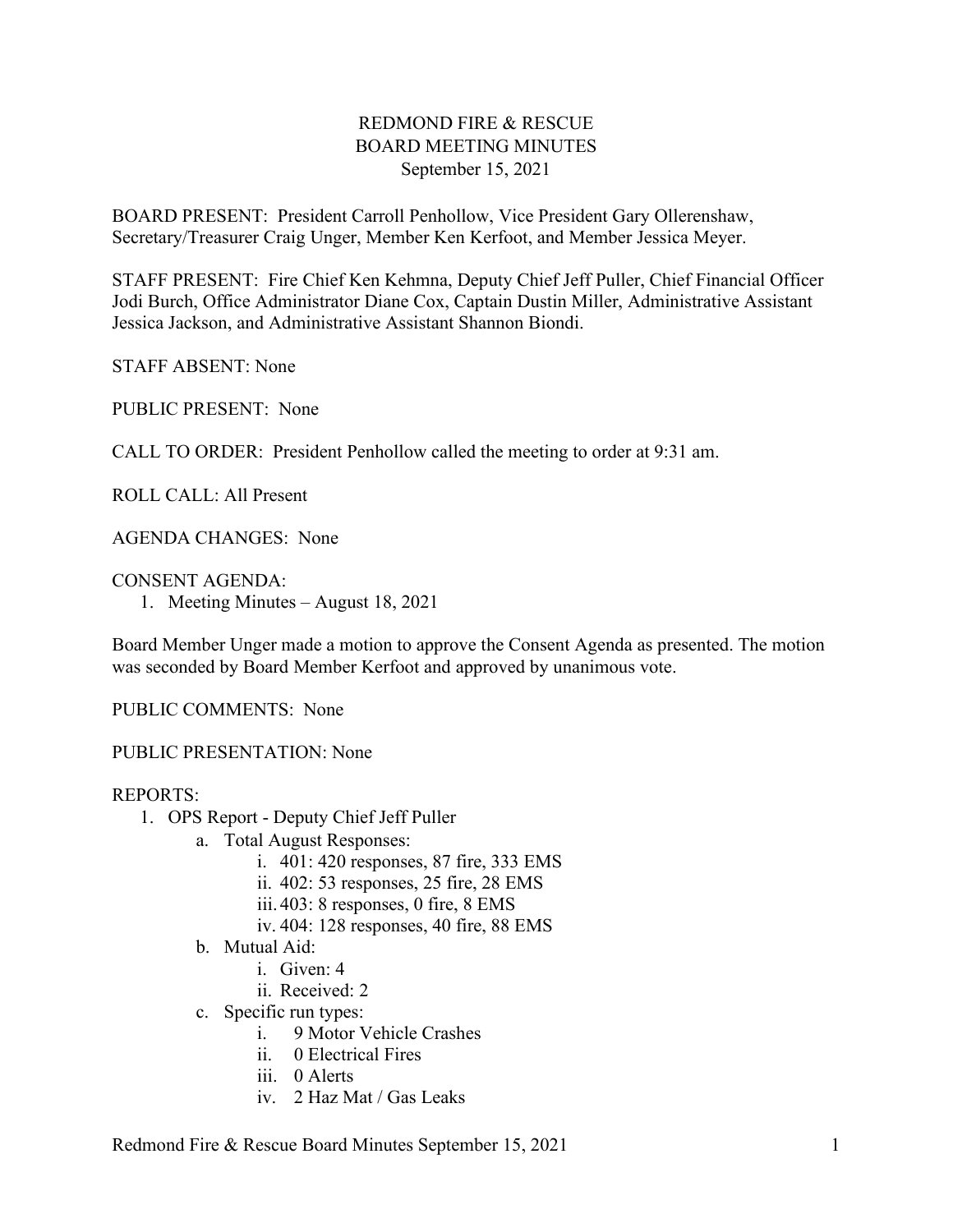# REDMOND FIRE & RESCUE
## BOARD MEETING MINUTES
### September 15, 2021

BOARD PRESENT: President Carroll Penhollow, Vice President Gary Ollerenshaw, Secretary/Treasurer Craig Unger, Member Ken Kerfoot, and Member Jessica Meyer.

STAFF PRESENT: Fire Chief Ken Kehmna, Deputy Chief Jeff Puller, Chief Financial Officer Jodi Burch, Office Administrator Diane Cox, Captain Dustin Miller, Administrative Assistant Jessica Jackson, and Administrative Assistant Shannon Biondi.

STAFF ABSENT: None

PUBLIC PRESENT: None

CALL TO ORDER: President Penhollow called the meeting to order at 9:31 am.

ROLL CALL: All Present

AGENDA CHANGES: None

CONSENT AGENDA:

1. Meeting Minutes – August 18, 2021

Board Member Unger made a motion to approve the Consent Agenda as presented. The motion was seconded by Board Member Kerfoot and approved by unanimous vote.

PUBLIC COMMENTS: None

PUBLIC PRESENTATION: None

REPORTS:

1. OPS Report - Deputy Chief Jeff Puller
    a. Total August Responses:
        i. 401: 420 responses, 87 fire, 333 EMS
        ii. 402: 53 responses, 25 fire, 28 EMS
        iii. 403: 8 responses, 0 fire, 8 EMS
        iv. 404: 128 responses, 40 fire, 88 EMS
    b. Mutual Aid:
        i. Given: 4
        ii. Received: 2
    c. Specific run types:
        i. 9 Motor Vehicle Crashes
        ii. 0 Electrical Fires
        iii. 0 Alerts
        iv. 2 Haz Mat / Gas Leaks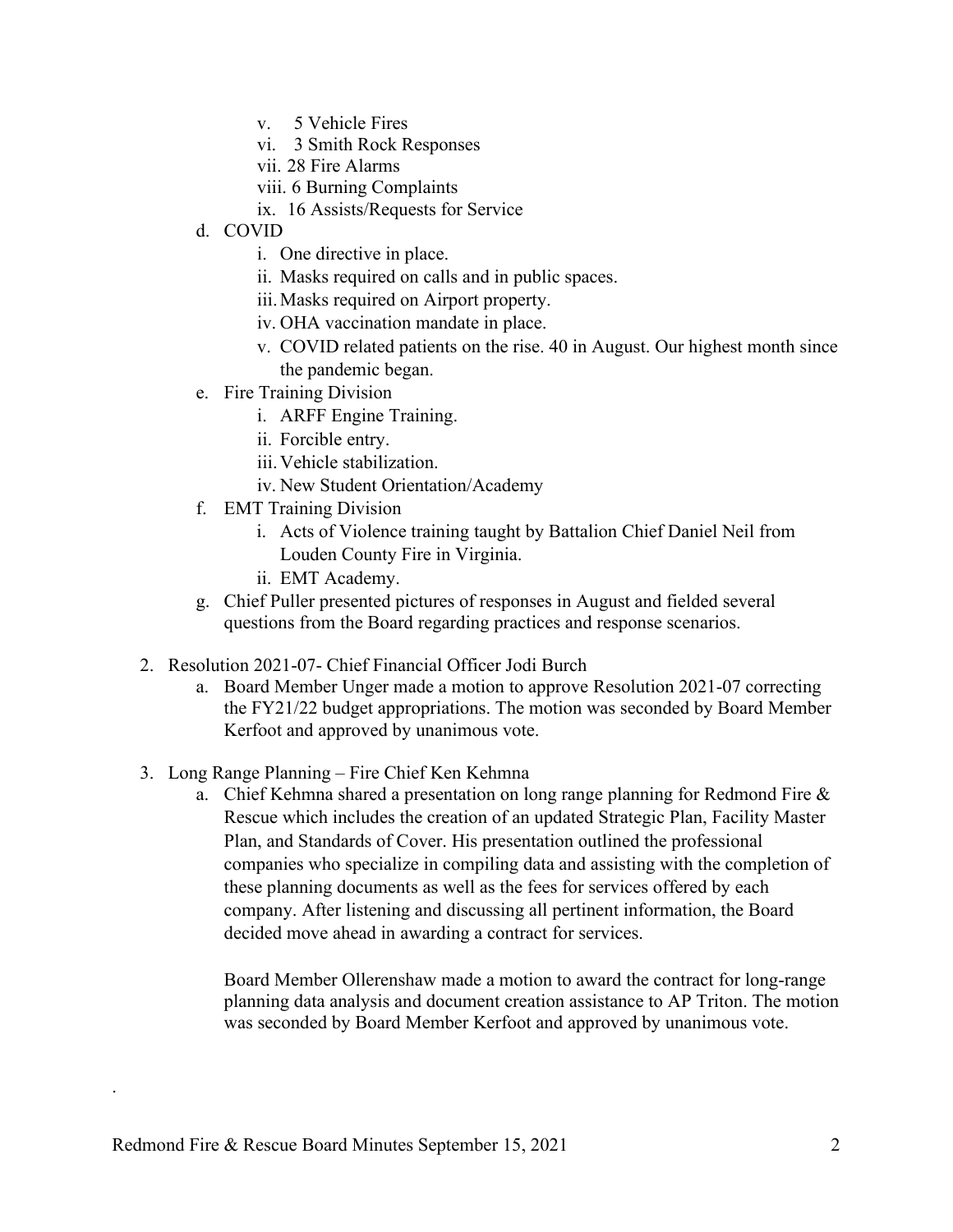v. 5 Vehicle Fires
   vi. 3 Smith Rock Responses
   vii. 28 Fire Alarms
   viii. 6 Burning Complaints
   ix. 16 Assists/Requests for Service

d. COVID
   i. One directive in place.
   ii. Masks required on calls and in public spaces.
   iii. Masks required on Airport property.
   iv. OHA vaccination mandate in place.
   v. COVID related patients on the rise. 40 in August. Our highest month since the pandemic began.

e. Fire Training Division
   i. ARFF Engine Training.
   ii. Forcible entry.
   iii. Vehicle stabilization.
   iv. New Student Orientation/Academy

f. EMT Training Division
   i. Acts of Violence training taught by Battalion Chief Daniel Neil from Louden County Fire in Virginia.
   ii. EMT Academy.

g. Chief Puller presented pictures of responses in August and fielded several questions from the Board regarding practices and response scenarios.

2. Resolution 2021-07- Chief Financial Officer Jodi Burch
   a. Board Member Unger made a motion to approve Resolution 2021-07 correcting the FY21/22 budget appropriations. The motion was seconded by Board Member Kerfoot and approved by unanimous vote.

3. Long Range Planning – Fire Chief Ken Kehmna
   a. Chief Kehmna shared a presentation on long range planning for Redmond Fire & Rescue which includes the creation of an updated Strategic Plan, Facility Master Plan, and Standards of Cover. His presentation outlined the professional companies who specialize in compiling data and assisting with the completion of these planning documents as well as the fees for services offered by each company. After listening and discussing all pertinent information, the Board decided move ahead in awarding a contract for services.

      Board Member Ollerenshaw made a motion to award the contract for long-range planning data analysis and document creation assistance to AP Triton. The motion was seconded by Board Member Kerfoot and approved by unanimous vote.

.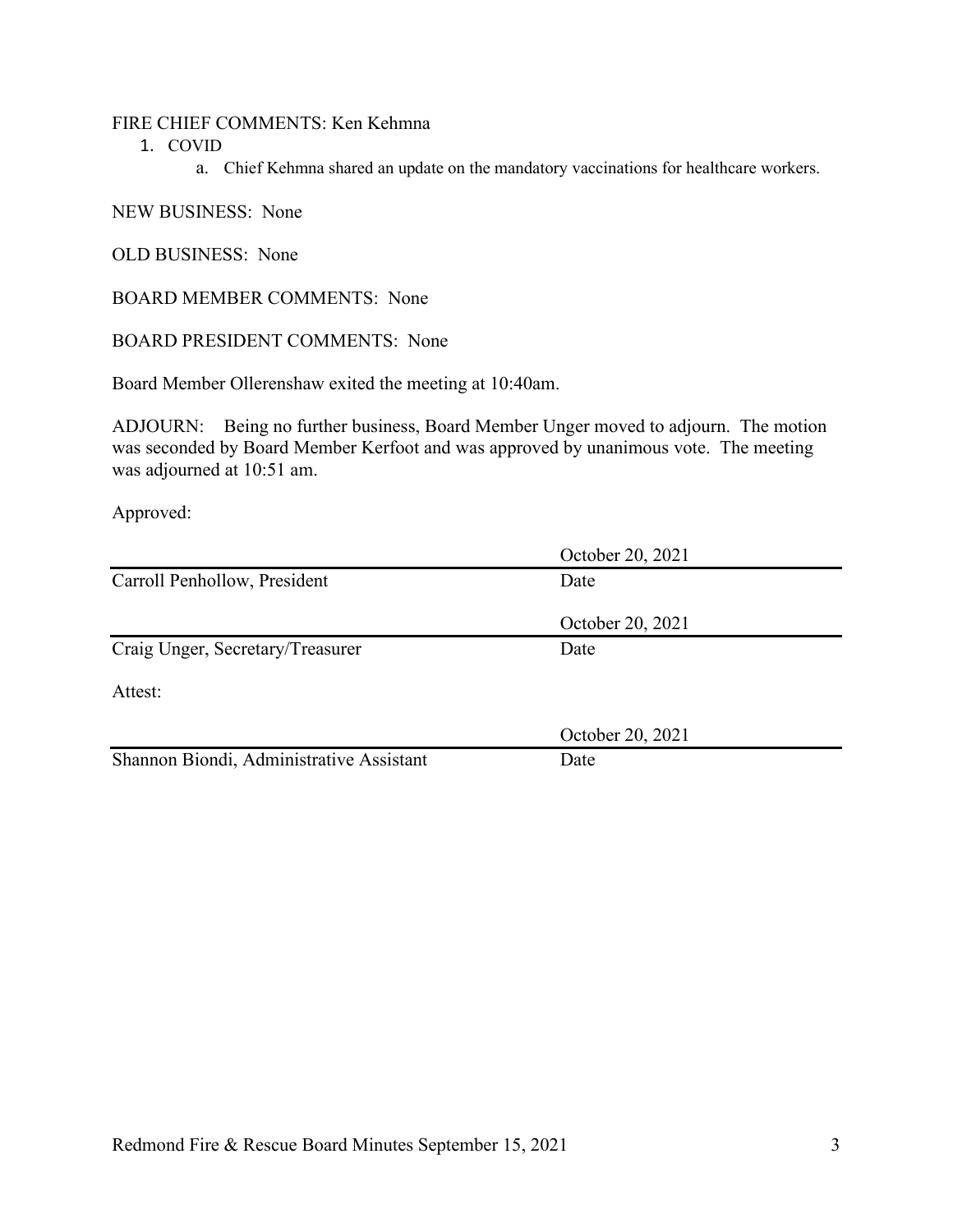FIRE CHIEF COMMENTS: Ken Kehmna

1. COVID
   a. Chief Kehmna shared an update on the mandatory vaccinations for healthcare workers.

NEW BUSINESS: None

OLD BUSINESS: None

BOARD MEMBER COMMENTS: None

BOARD PRESIDENT COMMENTS: None

Board Member Ollerenshaw exited the meeting at 10:40am.

ADJOURN: Being no further business, Board Member Unger moved to adjourn. The motion was seconded by Board Member Kerfoot and was approved by unanimous vote. The meeting was adjourned at 10:51 am.

Approved:

| | October 20, 2021 |
|---|---|
| Carroll Penhollow, President | Date |

| | October 20, 2021 |
|---|---|
| Craig Unger, Secretary/Treasurer | Date |

Attest:

| | October 20, 2021 |
|---|---|
| Shannon Biondi, Administrative Assistant | Date |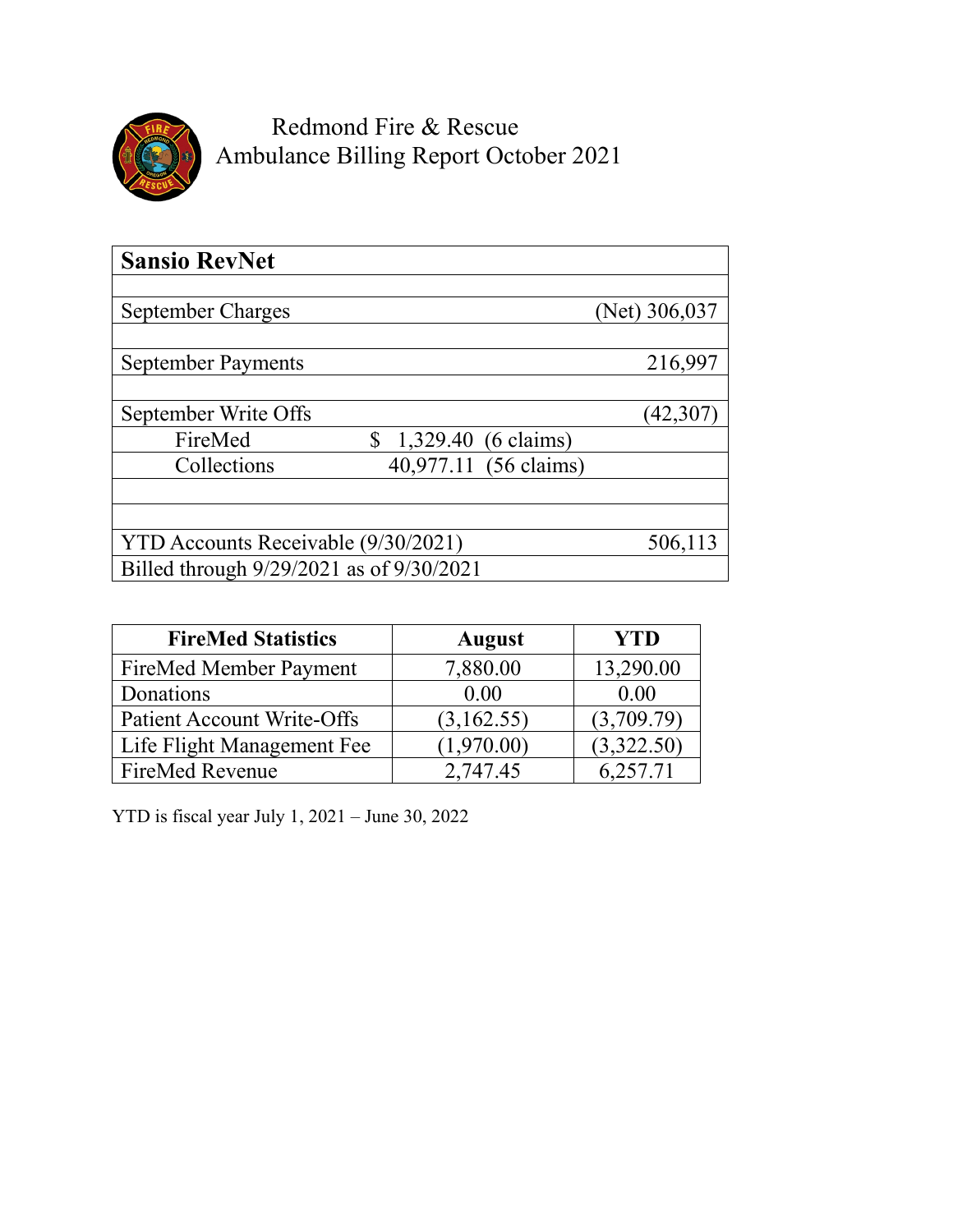# Redmond Fire & Rescue
## Ambulance Billing Report October 2021

| Sansio RevNet | | |
|---|---|---|
| | | |
| September Charges | | (Net) 306,037 |
| | | |
| September Payments | | 216,997 |
| | | |
| September Write Offs | | (42,307) |
| FireMed | $ 1,329.40 (6 claims) | |
| Collections | 40,977.11 (56 claims) | |
| | | |
| | | |
| YTD Accounts Receivable (9/30/2021) | | 506,113 |
| Billed through 9/29/2021 as of 9/30/2021 | | |

| FireMed Statistics | August | YTD |
|---|---|---|
| FireMed Member Payment | 7,880.00 | 13,290.00 |
| Donations | 0.00 | 0.00 |
| Patient Account Write-Offs | (3,162.55) | (3,709.79) |
| Life Flight Management Fee | (1,970.00) | (3,322.50) |
| FireMed Revenue | 2,747.45 | 6,257.71 |

YTD is fiscal year July 1, 2021 – June 30, 2022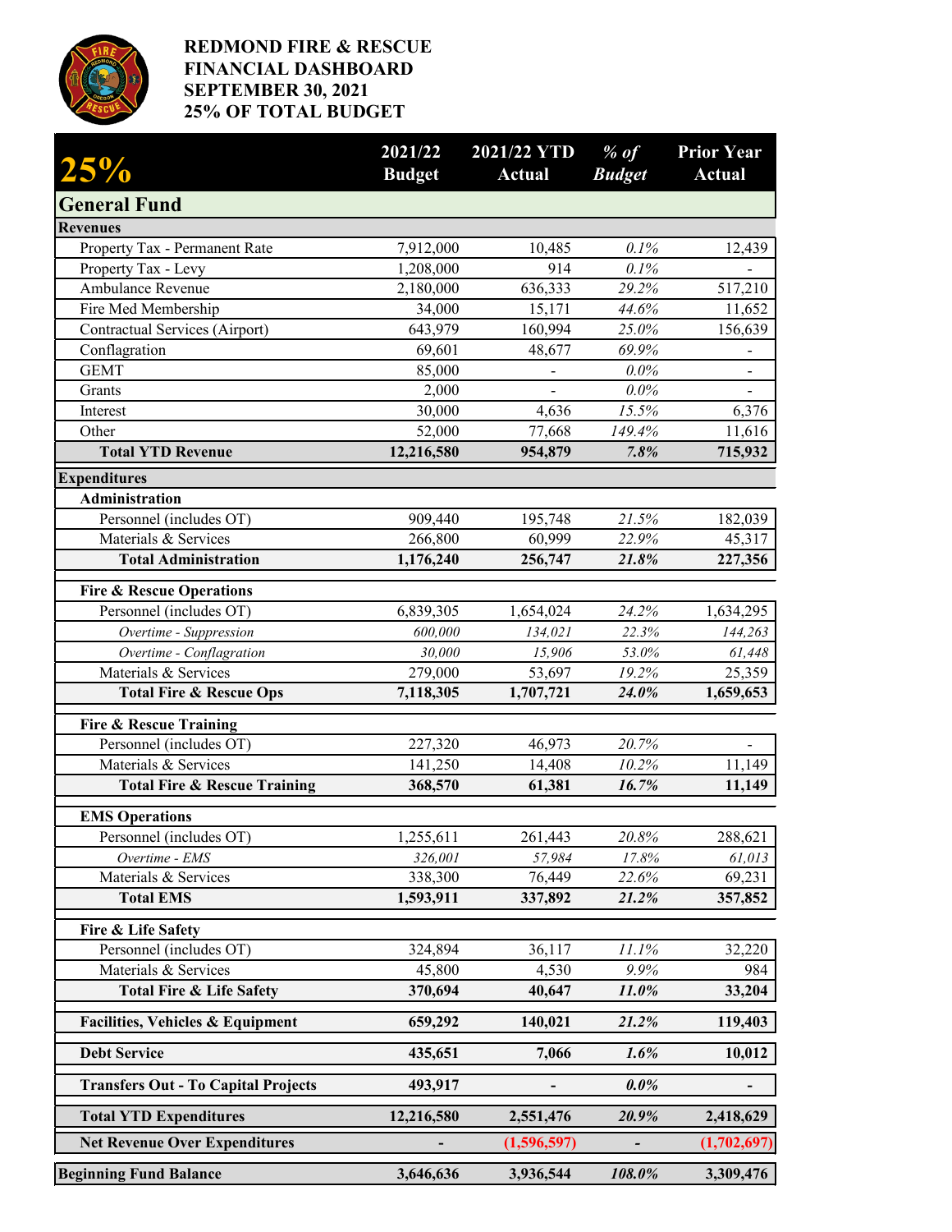# REDMOND FIRE & RESCUE
# FINANCIAL DASHBOARD
# SEPTEMBER 30, 2021
# 25% OF TOTAL BUDGET

| 25% | 2021/22 Budget | 2021/22 YTD Actual | *% of Budget* | Prior Year Actual |
|---|---|---|---|---|
| **General Fund** | | | | |
| **Revenues** | | | | |
| Property Tax - Permanent Rate | 7,912,000 | 10,485 | *0.1%* | 12,439 |
| Property Tax - Levy | 1,208,000 | 914 | *0.1%* | - |
| Ambulance Revenue | 2,180,000 | 636,333 | *29.2%* | 517,210 |
| Fire Med Membership | 34,000 | 15,171 | *44.6%* | 11,652 |
| Contractual Services (Airport) | 643,979 | 160,994 | *25.0%* | 156,639 |
| Conflagration | 69,601 | 48,677 | *69.9%* | - |
| GEMT | 85,000 | - | *0.0%* | - |
| Grants | 2,000 | - | *0.0%* | - |
| Interest | 30,000 | 4,636 | *15.5%* | 6,376 |
| Other | 52,000 | 77,668 | *149.4%* | 11,616 |
| **Total YTD Revenue** | **12,216,580** | **954,879** | ***7.8%*** | **715,932** |
| **Expenditures** | | | | |
| **Administration** | | | | |
| Personnel (includes OT) | 909,440 | 195,748 | *21.5%* | 182,039 |
| Materials & Services | 266,800 | 60,999 | *22.9%* | 45,317 |
| **Total Administration** | **1,176,240** | **256,747** | ***21.8%*** | **227,356** |
| **Fire & Rescue Operations** | | | | |
| Personnel (includes OT) | 6,839,305 | 1,654,024 | *24.2%* | 1,634,295 |
| *Overtime - Suppression* | *600,000* | *134,021* | *22.3%* | *144,263* |
| *Overtime - Conflagration* | *30,000* | *15,906* | *53.0%* | *61,448* |
| Materials & Services | 279,000 | 53,697 | *19.2%* | 25,359 |
| **Total Fire & Rescue Ops** | **7,118,305** | **1,707,721** | ***24.0%*** | **1,659,653** |
| **Fire & Rescue Training** | | | | |
| Personnel (includes OT) | 227,320 | 46,973 | *20.7%* | - |
| Materials & Services | 141,250 | 14,408 | *10.2%* | 11,149 |
| **Total Fire & Rescue Training** | **368,570** | **61,381** | ***16.7%*** | **11,149** |
| **EMS Operations** | | | | |
| Personnel (includes OT) | 1,255,611 | 261,443 | *20.8%* | 288,621 |
| *Overtime - EMS* | *326,001* | *57,984* | *17.8%* | *61,013* |
| Materials & Services | 338,300 | 76,449 | *22.6%* | 69,231 |
| **Total EMS** | **1,593,911** | **337,892** | ***21.2%*** | **357,852** |
| **Fire & Life Safety** | | | | |
| Personnel (includes OT) | 324,894 | 36,117 | *11.1%* | 32,220 |
| Materials & Services | 45,800 | 4,530 | *9.9%* | 984 |
| **Total Fire & Life Safety** | **370,694** | **40,647** | ***11.0%*** | **33,204** |
| **Facilities, Vehicles & Equipment** | **659,292** | **140,021** | ***21.2%*** | **119,403** |
| **Debt Service** | **435,651** | **7,066** | ***1.6%*** | **10,012** |
| **Transfers Out - To Capital Projects** | **493,917** | **-** | ***0.0%*** | **-** |
| **Total YTD Expenditures** | **12,216,580** | **2,551,476** | ***20.9%*** | **2,418,629** |
| **Net Revenue Over Expenditures** | **-** | **(1,596,597)** | **-** | **(1,702,697)** |
| **Beginning Fund Balance** | **3,646,636** | **3,936,544** | ***108.0%*** | **3,309,476** |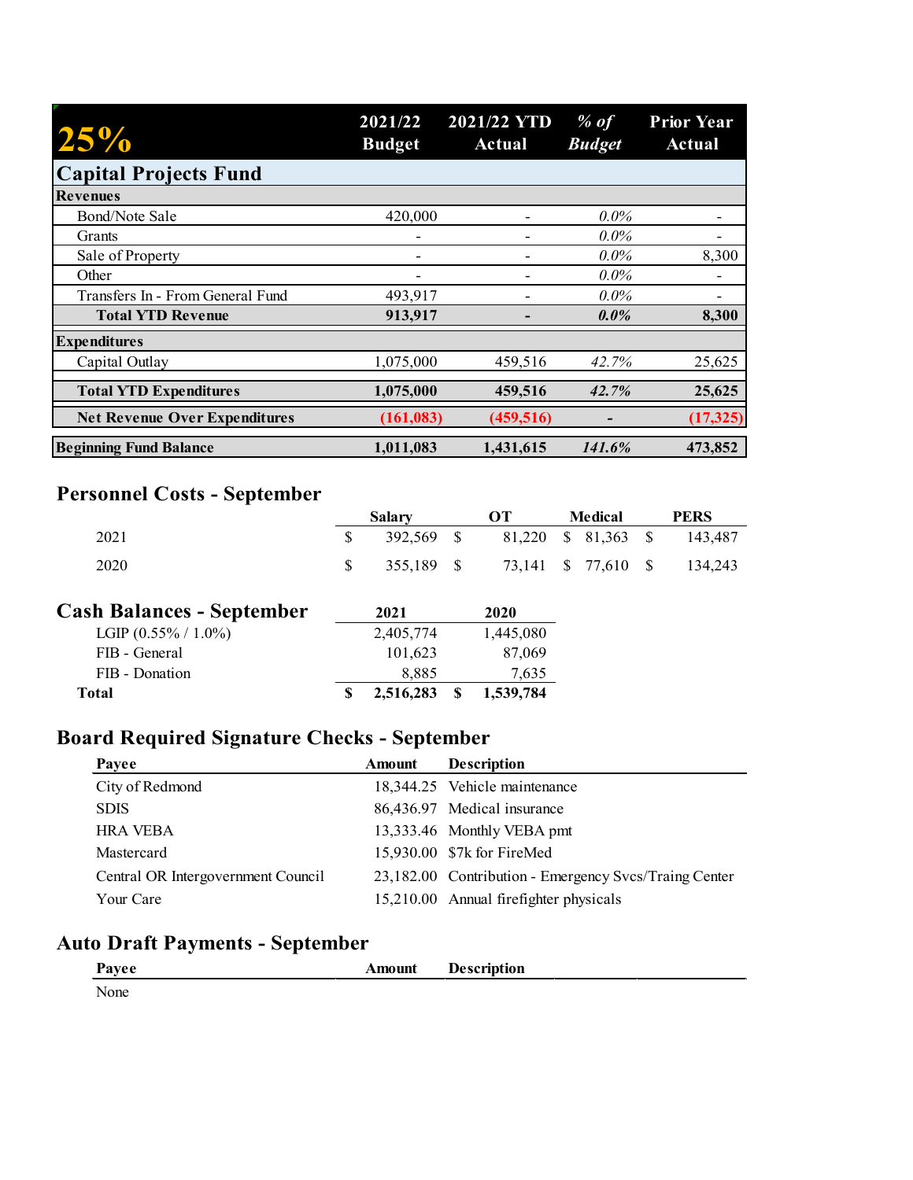| 25% | 2021/22 Budget | 2021/22 YTD Actual | *% of Budget* | Prior Year Actual |
|---|---|---|---|---|
| **Capital Projects Fund** | | | | |
| **Revenues** | | | | |
| Bond/Note Sale | 420,000 | - | *0.0%* | - |
| Grants | - | - | *0.0%* | - |
| Sale of Property | - | - | *0.0%* | 8,300 |
| Other | - | - | *0.0%* | - |
| Transfers In - From General Fund | 493,917 | - | *0.0%* | - |
| **Total YTD Revenue** | **913,917** | **-** | ***0.0%*** | **8,300** |
| **Expenditures** | | | | |
| Capital Outlay | 1,075,000 | 459,516 | *42.7%* | 25,625 |
| **Total YTD Expenditures** | **1,075,000** | **459,516** | ***42.7%*** | **25,625** |
| **Net Revenue Over Expenditures** | **(161,083)** | **(459,516)** | **-** | **(17,325)** |
| **Beginning Fund Balance** | **1,011,083** | **1,431,615** | ***141.6%*** | **473,852** |

## Personnel Costs - September

| | Salary | OT | Medical | PERS |
|---|---|---|---|---|
| 2021 | $ 392,569 | $ 81,220 | $ 81,363 | $ 143,487 |
| 2020 | $ 355,189 | $ 73,141 | $ 77,610 | $ 134,243 |

## Cash Balances - September

| | 2021 | 2020 |
|---|---|---|
| LGIP (0.55% / 1.0%) | 2,405,774 | 1,445,080 |
| FIB - General | 101,623 | 87,069 |
| FIB - Donation | 8,885 | 7,635 |
| **Total** | **$ 2,516,283** | **$ 1,539,784** |

## Board Required Signature Checks - September

| Payee | Amount | Description |
|---|---|---|
| City of Redmond | 18,344.25 | Vehicle maintenance |
| SDIS | 86,436.97 | Medical insurance |
| HRA VEBA | 13,333.46 | Monthly VEBA pmt |
| Mastercard | 15,930.00 | $7k for FireMed |
| Central OR Intergovernment Council | 23,182.00 | Contribution - Emergency Svcs/Traing Center |
| Your Care | 15,210.00 | Annual firefighter physicals |

## Auto Draft Payments - September

| Payee | Amount | Description |
|---|---|---|
| None | | |